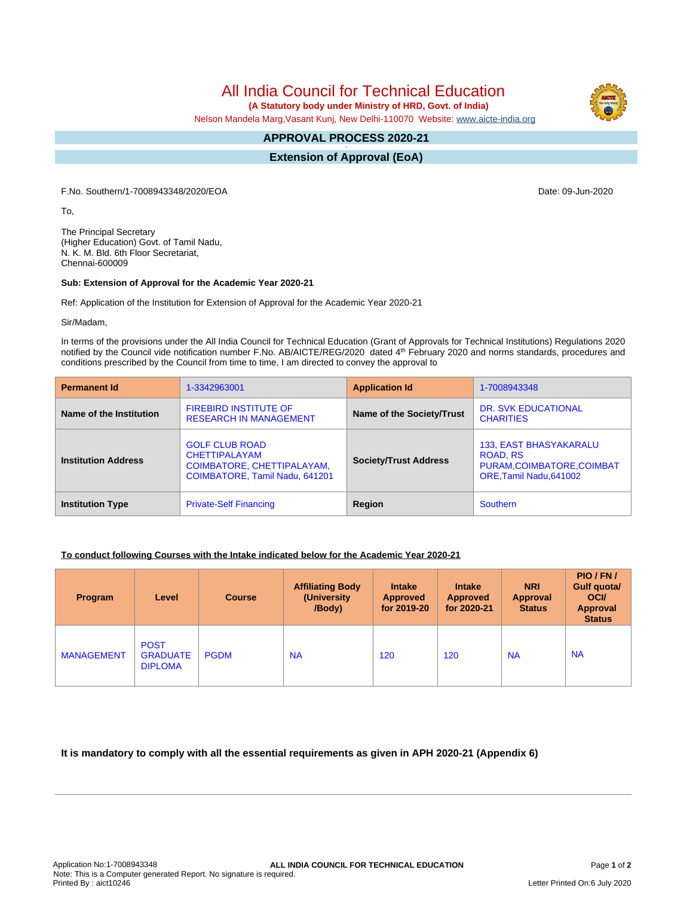# All India Council for Technical Education

**(A Statutory body under Ministry of HRD, Govt. of India)**

Nelson Mandela Marg,Vasant Kunj, New Delhi-110070 Website: www.aicte-india.org

## APPROVAL PROCESS 2020-21

## Extension of Approval (EoA)

F.No. Southern/1-7008943348/2020/EOA

Date: 09-Jun-2020

To,

The Principal Secretary
(Higher Education) Govt. of Tamil Nadu,
N. K. M. Bld. 6th Floor Secretariat,
Chennai-600009

**Sub: Extension of Approval for the Academic Year 2020-21**

Ref: Application of the Institution for Extension of Approval for the Academic Year 2020-21

Sir/Madam,

In terms of the provisions under the All India Council for Technical Education (Grant of Approvals for Technical Institutions) Regulations 2020 notified by the Council vide notification number F.No. AB/AICTE/REG/2020 dated 4th February 2020 and norms standards, procedures and conditions prescribed by the Council from time to time, I am directed to convey the approval to

| **Permanent Id** | 1-3342963001 | **Application Id** | 1-7008943348 |
|---|---|---|---|
| **Name of the Institution** | FIREBIRD INSTITUTE OF RESEARCH IN MANAGEMENT | **Name of the Society/Trust** | DR. SVK EDUCATIONAL CHARITIES |
| **Institution Address** | GOLF CLUB ROAD CHETTIPALAYAM COIMBATORE, CHETTIPALAYAM, COIMBATORE, Tamil Nadu, 641201 | **Society/Trust Address** | 133, EAST BHASYAKARALU ROAD, RS PURAM,COIMBATORE,COIMBATORE,Tamil Nadu,641002 |
| **Institution Type** | Private-Self Financing | **Region** | Southern |

**To conduct following Courses with the Intake indicated below for the Academic Year 2020-21**

| Program | Level | Course | Affiliating Body (University /Body) | Intake Approved for 2019-20 | Intake Approved for 2020-21 | NRI Approval Status | PIO / FN / Gulf quota/ OCI/ Approval Status |
|---|---|---|---|---|---|---|---|
| MANAGEMENT | POST GRADUATE DIPLOMA | PGDM | NA | 120 | 120 | NA | NA |

**It is mandatory to comply with all the essential requirements as given in APH 2020-21 (Appendix 6)**

Application No:1-7008943348
Note: This is a Computer generated Report. No signature is required.
Printed By : aict10246

Letter Printed On:6 July 2020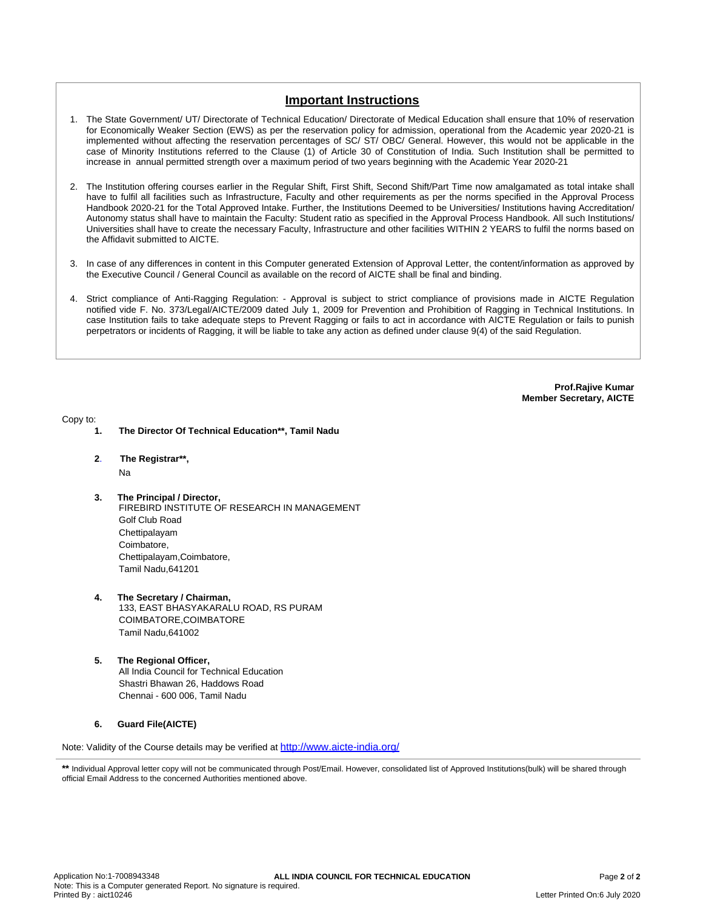## Important Instructions

1. The State Government/ UT/ Directorate of Technical Education/ Directorate of Medical Education shall ensure that 10% of reservation for Economically Weaker Section (EWS) as per the reservation policy for admission, operational from the Academic year 2020-21 is implemented without affecting the reservation percentages of SC/ ST/ OBC/ General. However, this would not be applicable in the case of Minority Institutions referred to the Clause (1) of Article 30 of Constitution of India. Such Institution shall be permitted to increase in annual permitted strength over a maximum period of two years beginning with the Academic Year 2020-21

2. The Institution offering courses earlier in the Regular Shift, First Shift, Second Shift/Part Time now amalgamated as total intake shall have to fulfil all facilities such as Infrastructure, Faculty and other requirements as per the norms specified in the Approval Process Handbook 2020-21 for the Total Approved Intake. Further, the Institutions Deemed to be Universities/ Institutions having Accreditation/ Autonomy status shall have to maintain the Faculty: Student ratio as specified in the Approval Process Handbook. All such Institutions/ Universities shall have to create the necessary Faculty, Infrastructure and other facilities WITHIN 2 YEARS to fulfil the norms based on the Affidavit submitted to AICTE.

3. In case of any differences in content in this Computer generated Extension of Approval Letter, the content/information as approved by the Executive Council / General Council as available on the record of AICTE shall be final and binding.

4. Strict compliance of Anti-Ragging Regulation: - Approval is subject to strict compliance of provisions made in AICTE Regulation notified vide F. No. 373/Legal/AICTE/2009 dated July 1, 2009 for Prevention and Prohibition of Ragging in Technical Institutions. In case Institution fails to take adequate steps to Prevent Ragging or fails to act in accordance with AICTE Regulation or fails to punish perpetrators or incidents of Ragging, it will be liable to take any action as defined under clause 9(4) of the said Regulation.

**Prof.Rajive Kumar**
**Member Secretary, AICTE**

Copy to:

1. **The Director Of Technical Education\*\*, Tamil Nadu**

2. **The Registrar\*\*,**
   Na

3. **The Principal / Director,**
   FIREBIRD INSTITUTE OF RESEARCH IN MANAGEMENT
   Golf Club Road
   Chettipalayam
   Coimbatore,
   Chettipalayam,Coimbatore,
   Tamil Nadu,641201

4. **The Secretary / Chairman,**
   133, EAST BHASYAKARALU ROAD, RS PURAM
   COIMBATORE,COIMBATORE
   Tamil Nadu,641002

5. **The Regional Officer,**
   All India Council for Technical Education
   Shastri Bhawan 26, Haddows Road
   Chennai - 600 006, Tamil Nadu

6. **Guard File(AICTE)**

Note: Validity of the Course details may be verified at http://www.aicte-india.org/

**\*\*** Individual Approval letter copy will not be communicated through Post/Email. However, consolidated list of Approved Institutions(bulk) will be shared through official Email Address to the concerned Authorities mentioned above.

Application No:1-7008943348
**ALL INDIA COUNCIL FOR TECHNICAL EDUCATION**
Note: This is a Computer generated Report. No signature is required.
Printed By : aict10246
Letter Printed On:6 July 2020